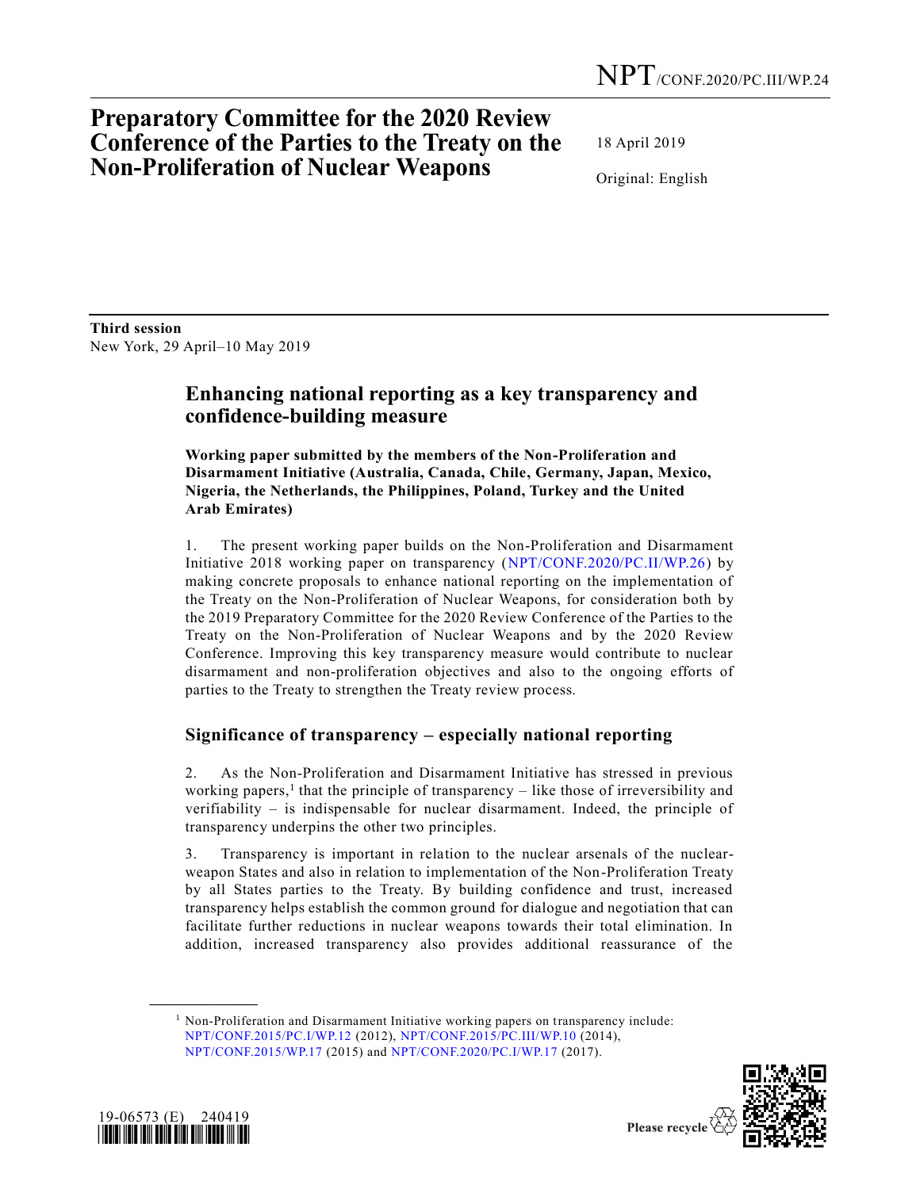NPT/CONF.2020/PC.III/WP.24

# Preparatory Committee for the 2020 Review Conference of the Parties to the Treaty on the Non-Proliferation of Nuclear Weapons

18 April 2019

Original: English

**Third session**
New York, 29 April–10 May 2019

## Enhancing national reporting as a key transparency and confidence-building measure

**Working paper submitted by the members of the Non-Proliferation and Disarmament Initiative (Australia, Canada, Chile, Germany, Japan, Mexico, Nigeria, the Netherlands, the Philippines, Poland, Turkey and the United Arab Emirates)**

1. The present working paper builds on the Non-Proliferation and Disarmament Initiative 2018 working paper on transparency (NPT/CONF.2020/PC.II/WP.26) by making concrete proposals to enhance national reporting on the implementation of the Treaty on the Non-Proliferation of Nuclear Weapons, for consideration both by the 2019 Preparatory Committee for the 2020 Review Conference of the Parties to the Treaty on the Non-Proliferation of Nuclear Weapons and by the 2020 Review Conference. Improving this key transparency measure would contribute to nuclear disarmament and non-proliferation objectives and also to the ongoing efforts of parties to the Treaty to strengthen the Treaty review process.

## Significance of transparency – especially national reporting

2. As the Non-Proliferation and Disarmament Initiative has stressed in previous working papers,[1] that the principle of transparency – like those of irreversibility and verifiability – is indispensable for nuclear disarmament. Indeed, the principle of transparency underpins the other two principles.

3. Transparency is important in relation to the nuclear arsenals of the nuclear-weapon States and also in relation to implementation of the Non-Proliferation Treaty by all States parties to the Treaty. By building confidence and trust, increased transparency helps establish the common ground for dialogue and negotiation that can facilitate further reductions in nuclear weapons towards their total elimination. In addition, increased transparency also provides additional reassurance of the

---

[1] Non-Proliferation and Disarmament Initiative working papers on transparency include: NPT/CONF.2015/PC.I/WP.12 (2012), NPT/CONF.2015/PC.III/WP.10 (2014), NPT/CONF.2015/WP.17 (2015) and NPT/CONF.2020/PC.I/WP.17 (2017).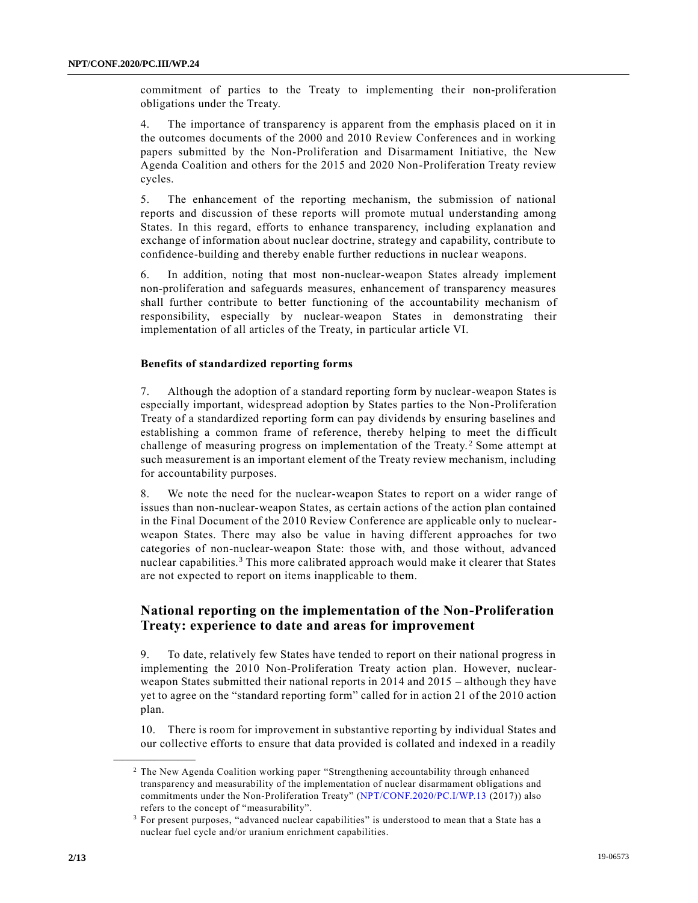commitment of parties to the Treaty to implementing their non-proliferation obligations under the Treaty.

4. The importance of transparency is apparent from the emphasis placed on it in the outcomes documents of the 2000 and 2010 Review Conferences and in working papers submitted by the Non-Proliferation and Disarmament Initiative, the New Agenda Coalition and others for the 2015 and 2020 Non-Proliferation Treaty review cycles.

5. The enhancement of the reporting mechanism, the submission of national reports and discussion of these reports will promote mutual understanding among States. In this regard, efforts to enhance transparency, including explanation and exchange of information about nuclear doctrine, strategy and capability, contribute to confidence-building and thereby enable further reductions in nuclear weapons.

6. In addition, noting that most non-nuclear-weapon States already implement non-proliferation and safeguards measures, enhancement of transparency measures shall further contribute to better functioning of the accountability mechanism of responsibility, especially by nuclear-weapon States in demonstrating their implementation of all articles of the Treaty, in particular article VI.

### Benefits of standardized reporting forms

7. Although the adoption of a standard reporting form by nuclear-weapon States is especially important, widespread adoption by States parties to the Non-Proliferation Treaty of a standardized reporting form can pay dividends by ensuring baselines and establishing a common frame of reference, thereby helping to meet the difficult challenge of measuring progress on implementation of the Treaty.[2] Some attempt at such measurement is an important element of the Treaty review mechanism, including for accountability purposes.

8. We note the need for the nuclear-weapon States to report on a wider range of issues than non-nuclear-weapon States, as certain actions of the action plan contained in the Final Document of the 2010 Review Conference are applicable only to nuclear-weapon States. There may also be value in having different approaches for two categories of non-nuclear-weapon State: those with, and those without, advanced nuclear capabilities.[3] This more calibrated approach would make it clearer that States are not expected to report on items inapplicable to them.

## National reporting on the implementation of the Non-Proliferation Treaty: experience to date and areas for improvement

9. To date, relatively few States have tended to report on their national progress in implementing the 2010 Non-Proliferation Treaty action plan. However, nuclear-weapon States submitted their national reports in 2014 and 2015 – although they have yet to agree on the "standard reporting form" called for in action 21 of the 2010 action plan.

10. There is room for improvement in substantive reporting by individual States and our collective efforts to ensure that data provided is collated and indexed in a readily

---

[2] The New Agenda Coalition working paper "Strengthening accountability through enhanced transparency and measurability of the implementation of nuclear disarmament obligations and commitments under the Non-Proliferation Treaty" (NPT/CONF.2020/PC.I/WP.13 (2017)) also refers to the concept of "measurability".

[3] For present purposes, "advanced nuclear capabilities" is understood to mean that a State has a nuclear fuel cycle and/or uranium enrichment capabilities.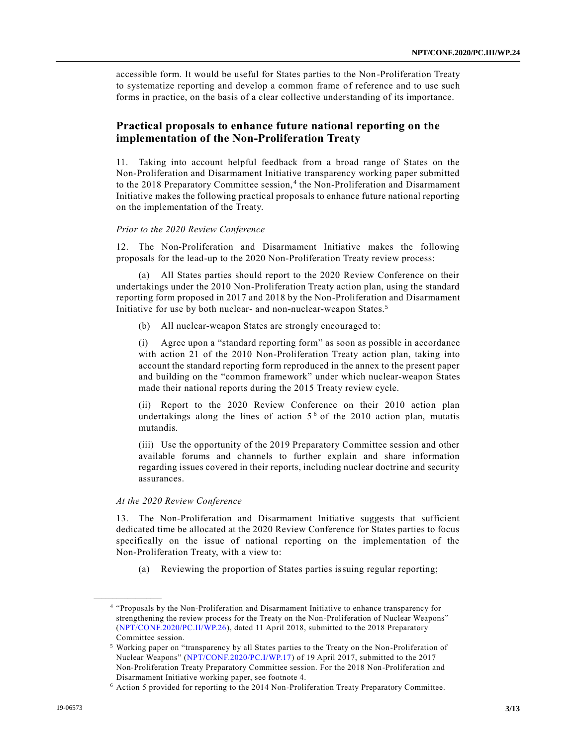accessible form. It would be useful for States parties to the Non-Proliferation Treaty to systematize reporting and develop a common frame of reference and to use such forms in practice, on the basis of a clear collective understanding of its importance.

## Practical proposals to enhance future national reporting on the implementation of the Non-Proliferation Treaty

11. Taking into account helpful feedback from a broad range of States on the Non-Proliferation and Disarmament Initiative transparency working paper submitted to the 2018 Preparatory Committee session,[4] the Non-Proliferation and Disarmament Initiative makes the following practical proposals to enhance future national reporting on the implementation of the Treaty.

*Prior to the 2020 Review Conference*

12. The Non-Proliferation and Disarmament Initiative makes the following proposals for the lead-up to the 2020 Non-Proliferation Treaty review process:

(a) All States parties should report to the 2020 Review Conference on their undertakings under the 2010 Non-Proliferation Treaty action plan, using the standard reporting form proposed in 2017 and 2018 by the Non-Proliferation and Disarmament Initiative for use by both nuclear- and non-nuclear-weapon States.[5]

(b) All nuclear-weapon States are strongly encouraged to:

(i) Agree upon a "standard reporting form" as soon as possible in accordance with action 21 of the 2010 Non-Proliferation Treaty action plan, taking into account the standard reporting form reproduced in the annex to the present paper and building on the "common framework" under which nuclear-weapon States made their national reports during the 2015 Treaty review cycle.

(ii) Report to the 2020 Review Conference on their 2010 action plan undertakings along the lines of action 5[6] of the 2010 action plan, mutatis mutandis.

(iii) Use the opportunity of the 2019 Preparatory Committee session and other available forums and channels to further explain and share information regarding issues covered in their reports, including nuclear doctrine and security assurances.

*At the 2020 Review Conference*

13. The Non-Proliferation and Disarmament Initiative suggests that sufficient dedicated time be allocated at the 2020 Review Conference for States parties to focus specifically on the issue of national reporting on the implementation of the Non-Proliferation Treaty, with a view to:

(a) Reviewing the proportion of States parties issuing regular reporting;

---

[4] "Proposals by the Non-Proliferation and Disarmament Initiative to enhance transparency for strengthening the review process for the Treaty on the Non-Proliferation of Nuclear Weapons" (NPT/CONF.2020/PC.II/WP.26), dated 11 April 2018, submitted to the 2018 Preparatory Committee session.

[5] Working paper on "transparency by all States parties to the Treaty on the Non-Proliferation of Nuclear Weapons" (NPT/CONF.2020/PC.I/WP.17) of 19 April 2017, submitted to the 2017 Non-Proliferation Treaty Preparatory Committee session. For the 2018 Non-Proliferation and Disarmament Initiative working paper, see footnote 4.

[6] Action 5 provided for reporting to the 2014 Non-Proliferation Treaty Preparatory Committee.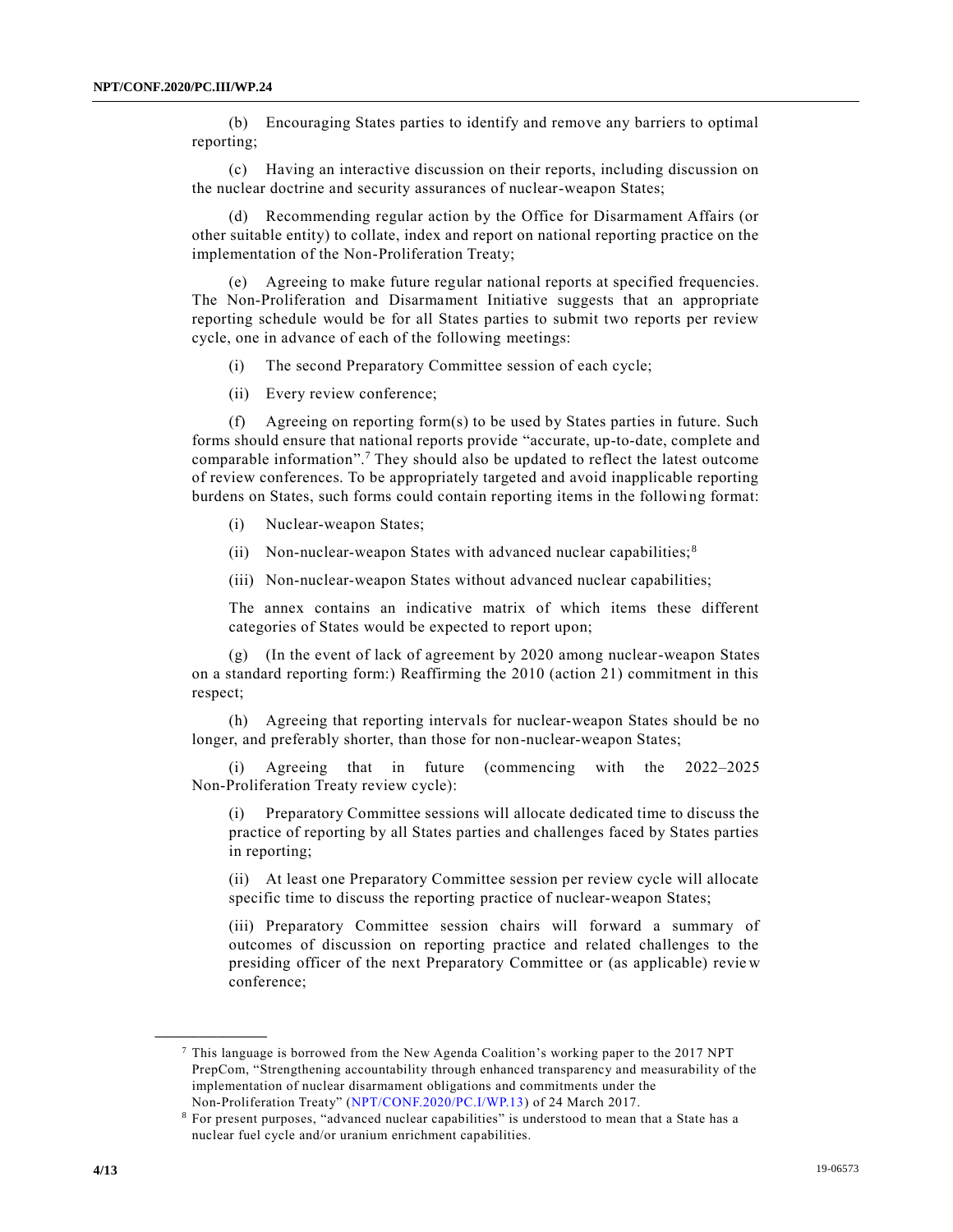(b) Encouraging States parties to identify and remove any barriers to optimal reporting;

(c) Having an interactive discussion on their reports, including discussion on the nuclear doctrine and security assurances of nuclear-weapon States;

(d) Recommending regular action by the Office for Disarmament Affairs (or other suitable entity) to collate, index and report on national reporting practice on the implementation of the Non-Proliferation Treaty;

(e) Agreeing to make future regular national reports at specified frequencies. The Non-Proliferation and Disarmament Initiative suggests that an appropriate reporting schedule would be for all States parties to submit two reports per review cycle, one in advance of each of the following meetings:

(i) The second Preparatory Committee session of each cycle;

(ii) Every review conference;

(f) Agreeing on reporting form(s) to be used by States parties in future. Such forms should ensure that national reports provide "accurate, up-to-date, complete and comparable information".[7] They should also be updated to reflect the latest outcome of review conferences. To be appropriately targeted and avoid inapplicable reporting burdens on States, such forms could contain reporting items in the following format:

(i) Nuclear-weapon States;

(ii) Non-nuclear-weapon States with advanced nuclear capabilities;[8]

(iii) Non-nuclear-weapon States without advanced nuclear capabilities;

The annex contains an indicative matrix of which items these different categories of States would be expected to report upon;

(g) (In the event of lack of agreement by 2020 among nuclear-weapon States on a standard reporting form:) Reaffirming the 2010 (action 21) commitment in this respect;

(h) Agreeing that reporting intervals for nuclear-weapon States should be no longer, and preferably shorter, than those for non-nuclear-weapon States;

(i) Agreeing that in future (commencing with the 2022–2025 Non-Proliferation Treaty review cycle):

(i) Preparatory Committee sessions will allocate dedicated time to discuss the practice of reporting by all States parties and challenges faced by States parties in reporting;

(ii) At least one Preparatory Committee session per review cycle will allocate specific time to discuss the reporting practice of nuclear-weapon States;

(iii) Preparatory Committee session chairs will forward a summary of outcomes of discussion on reporting practice and related challenges to the presiding officer of the next Preparatory Committee or (as applicable) review conference;

---

[7] This language is borrowed from the New Agenda Coalition's working paper to the 2017 NPT PrepCom, "Strengthening accountability through enhanced transparency and measurability of the implementation of nuclear disarmament obligations and commitments under the Non-Proliferation Treaty" (NPT/CONF.2020/PC.I/WP.13) of 24 March 2017.

[8] For present purposes, "advanced nuclear capabilities" is understood to mean that a State has a nuclear fuel cycle and/or uranium enrichment capabilities.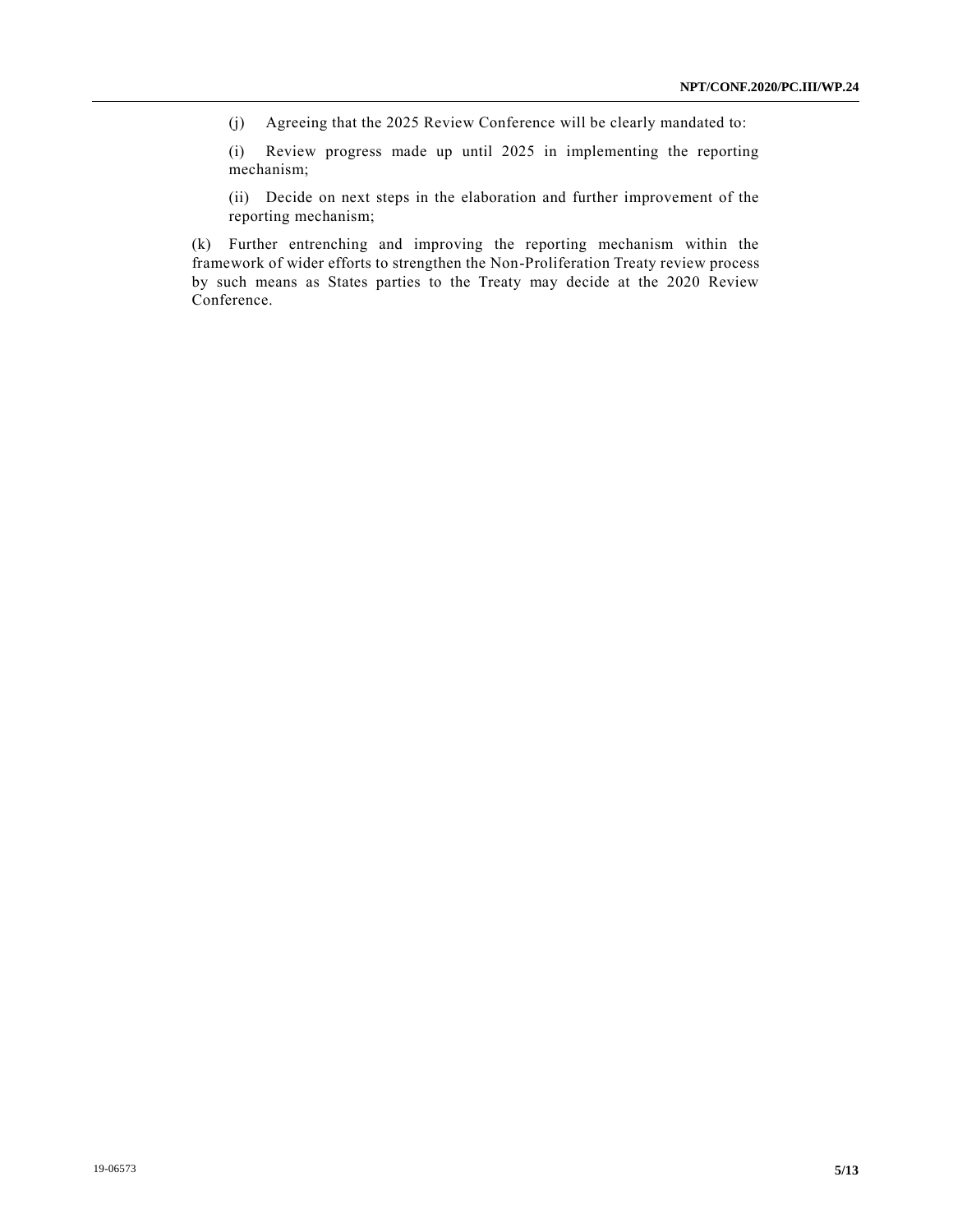(j) Agreeing that the 2025 Review Conference will be clearly mandated to:

(i) Review progress made up until 2025 in implementing the reporting mechanism;

(ii) Decide on next steps in the elaboration and further improvement of the reporting mechanism;

(k) Further entrenching and improving the reporting mechanism within the framework of wider efforts to strengthen the Non-Proliferation Treaty review process by such means as States parties to the Treaty may decide at the 2020 Review Conference.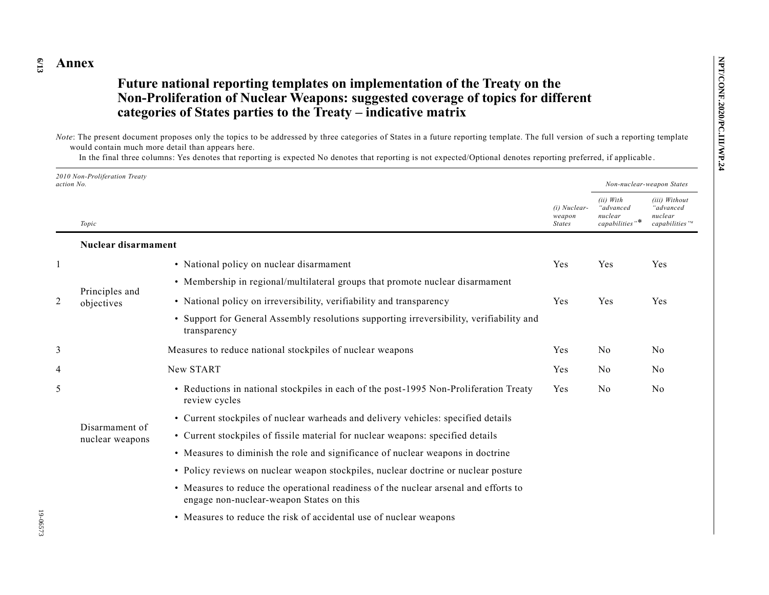# Annex

## Future national reporting templates on implementation of the Treaty on the Non-Proliferation of Nuclear Weapons: suggested coverage of topics for different categories of States parties to the Treaty – indicative matrix

*Note*: The present document proposes only the topics to be addressed by three categories of States in a future reporting template. The full version of such a reporting template would contain much more detail than appears here.

In the final three columns: Yes denotes that reporting is expected No denotes that reporting is not expected/Optional denotes reporting preferred, if applicable.

| *2010 Non-Proliferation Treaty action No.* | | | | *Non-nuclear-weapon States* | |
|---|---|---|---|---|---|
| | *Topic* | | *(i) Nuclear-weapon States* | *(ii) With "advanced nuclear capabilities"** | *(iii) Without "advanced nuclear capabilities"[a]* |
| | **Nuclear disarmament** | | | | |
| 1 | Principles and objectives | • National policy on nuclear disarmament | Yes | Yes | Yes |
| | | • Membership in regional/multilateral groups that promote nuclear disarmament | | | |
| 2 | | • National policy on irreversibility, verifiability and transparency | Yes | Yes | Yes |
| | | • Support for General Assembly resolutions supporting irreversibility, verifiability and transparency | | | |
| 3 | Disarmament of nuclear weapons | Measures to reduce national stockpiles of nuclear weapons | Yes | No | No |
| 4 | | New START | Yes | No | No |
| 5 | | • Reductions in national stockpiles in each of the post-1995 Non-Proliferation Treaty review cycles | Yes | No | No |
| | | • Current stockpiles of nuclear warheads and delivery vehicles: specified details | | | |
| | | • Current stockpiles of fissile material for nuclear weapons: specified details | | | |
| | | • Measures to diminish the role and significance of nuclear weapons in doctrine | | | |
| | | • Policy reviews on nuclear weapon stockpiles, nuclear doctrine or nuclear posture | | | |
| | | • Measures to reduce the operational readiness of the nuclear arsenal and efforts to engage non-nuclear-weapon States on this | | | |
| | | • Measures to reduce the risk of accidental use of nuclear weapons | | | |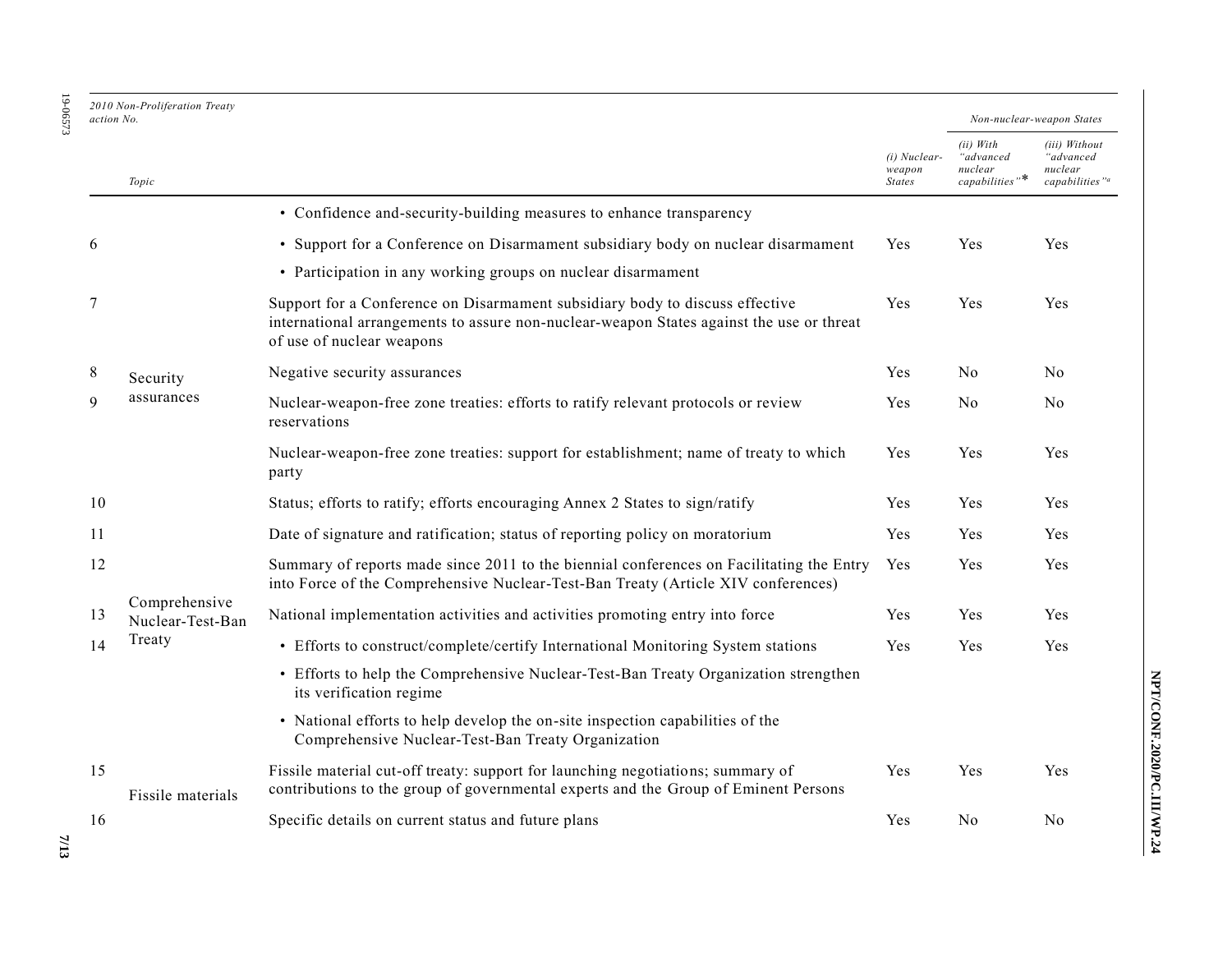| 2010 Non-Proliferation Treaty action No. | Topic | | (i) Nuclear-weapon States | Non-nuclear-weapon States (ii) With "advanced nuclear capabilities"* | (iii) Without "advanced nuclear capabilities"[a] |
|---|---|---|---|---|---|
| | | • Confidence and-security-building measures to enhance transparency | | | |
| 6 | | • Support for a Conference on Disarmament subsidiary body on nuclear disarmament | Yes | Yes | Yes |
| | | • Participation in any working groups on nuclear disarmament | | | |
| 7 | | Support for a Conference on Disarmament subsidiary body to discuss effective international arrangements to assure non-nuclear-weapon States against the use or threat of use of nuclear weapons | Yes | Yes | Yes |
| 8 | Security assurances | Negative security assurances | Yes | No | No |
| 9 | | Nuclear-weapon-free zone treaties: efforts to ratify relevant protocols or review reservations | Yes | No | No |
| | | Nuclear-weapon-free zone treaties: support for establishment; name of treaty to which party | Yes | Yes | Yes |
| 10 | Comprehensive Nuclear-Test-Ban Treaty | Status; efforts to ratify; efforts encouraging Annex 2 States to sign/ratify | Yes | Yes | Yes |
| 11 | | Date of signature and ratification; status of reporting policy on moratorium | Yes | Yes | Yes |
| 12 | | Summary of reports made since 2011 to the biennial conferences on Facilitating the Entry into Force of the Comprehensive Nuclear-Test-Ban Treaty (Article XIV conferences) | Yes | Yes | Yes |
| 13 | | National implementation activities and activities promoting entry into force | Yes | Yes | Yes |
| 14 | | • Efforts to construct/complete/certify International Monitoring System stations | Yes | Yes | Yes |
| | | • Efforts to help the Comprehensive Nuclear-Test-Ban Treaty Organization strengthen its verification regime | | | |
| | | • National efforts to help develop the on-site inspection capabilities of the Comprehensive Nuclear-Test-Ban Treaty Organization | | | |
| 15 | Fissile materials | Fissile material cut-off treaty: support for launching negotiations; summary of contributions to the group of governmental experts and the Group of Eminent Persons | Yes | Yes | Yes |
| 16 | | Specific details on current status and future plans | Yes | No | No |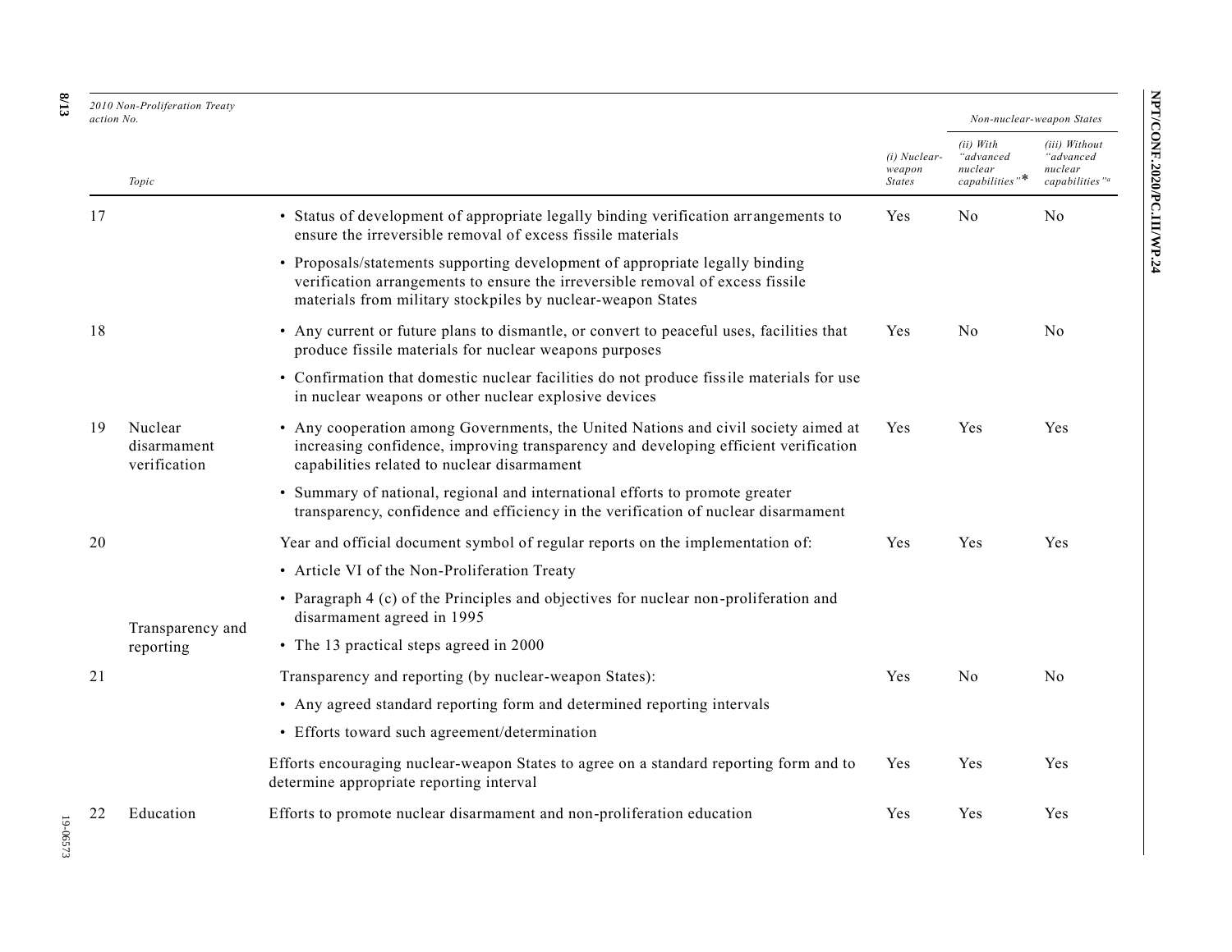| 2010 Non-Proliferation Treaty action No. | Topic | | (i) Nuclear-weapon States | Non-nuclear-weapon States (ii) With "advanced nuclear capabilities"* | (iii) Without "advanced nuclear capabilities"[a] |
|---|---|---|---|---|---|
| 17 | | • Status of development of appropriate legally binding verification arrangements to ensure the irreversible removal of excess fissile materials | Yes | No | No |
| | | • Proposals/statements supporting development of appropriate legally binding verification arrangements to ensure the irreversible removal of excess fissile materials from military stockpiles by nuclear-weapon States | | | |
| 18 | | • Any current or future plans to dismantle, or convert to peaceful uses, facilities that produce fissile materials for nuclear weapons purposes | Yes | No | No |
| | | • Confirmation that domestic nuclear facilities do not produce fissile materials for use in nuclear weapons or other nuclear explosive devices | | | |
| 19 | Nuclear disarmament verification | • Any cooperation among Governments, the United Nations and civil society aimed at increasing confidence, improving transparency and developing efficient verification capabilities related to nuclear disarmament | Yes | Yes | Yes |
| | | • Summary of national, regional and international efforts to promote greater transparency, confidence and efficiency in the verification of nuclear disarmament | | | |
| 20 | Transparency and reporting | Year and official document symbol of regular reports on the implementation of: | Yes | Yes | Yes |
| | | • Article VI of the Non-Proliferation Treaty | | | |
| | | • Paragraph 4 (c) of the Principles and objectives for nuclear non-proliferation and disarmament agreed in 1995 | | | |
| | | • The 13 practical steps agreed in 2000 | | | |
| 21 | | Transparency and reporting (by nuclear-weapon States): | Yes | No | No |
| | | • Any agreed standard reporting form and determined reporting intervals | | | |
| | | • Efforts toward such agreement/determination | | | |
| | | Efforts encouraging nuclear-weapon States to agree on a standard reporting form and to determine appropriate reporting interval | Yes | Yes | Yes |
| 22 | Education | Efforts to promote nuclear disarmament and non-proliferation education | Yes | Yes | Yes |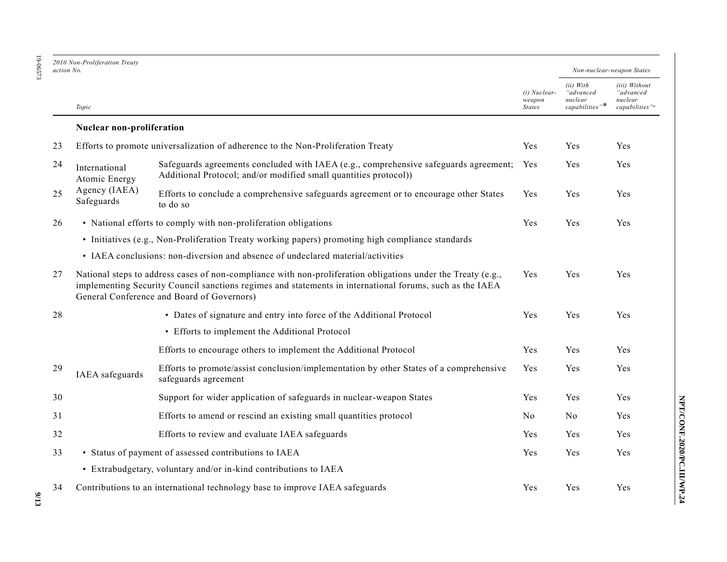| 2010 Non-Proliferation Treaty action No. | Topic | | (i) Nuclear-weapon States | Non-nuclear-weapon States (ii) With "advanced nuclear capabilities"* | (iii) Without "advanced nuclear capabilities"[a] |
|---|---|---|---|---|---|
| | **Nuclear non-proliferation** | | | | |
| 23 | Efforts to promote universalization of adherence to the Non-Proliferation Treaty | | Yes | Yes | Yes |
| 24 | International Atomic Energy Agency (IAEA) Safeguards | Safeguards agreements concluded with IAEA (e.g., comprehensive safeguards agreement; Additional Protocol; and/or modified small quantities protocol)) | Yes | Yes | Yes |
| 25 | | Efforts to conclude a comprehensive safeguards agreement or to encourage other States to do so | Yes | Yes | Yes |
| 26 | • National efforts to comply with non-proliferation obligations<br>• Initiatives (e.g., Non-Proliferation Treaty working papers) promoting high compliance standards<br>• IAEA conclusions: non-diversion and absence of undeclared material/activities | | Yes | Yes | Yes |
| 27 | National steps to address cases of non-compliance with non-proliferation obligations under the Treaty (e.g., implementing Security Council sanctions regimes and statements in international forums, such as the IAEA General Conference and Board of Governors) | | Yes | Yes | Yes |
| 28 | IAEA safeguards | • Dates of signature and entry into force of the Additional Protocol<br>• Efforts to implement the Additional Protocol | Yes | Yes | Yes |
| | | Efforts to encourage others to implement the Additional Protocol | Yes | Yes | Yes |
| 29 | | Efforts to promote/assist conclusion/implementation by other States of a comprehensive safeguards agreement | Yes | Yes | Yes |
| 30 | | Support for wider application of safeguards in nuclear-weapon States | Yes | Yes | Yes |
| 31 | | Efforts to amend or rescind an existing small quantities protocol | No | No | Yes |
| 32 | | Efforts to review and evaluate IAEA safeguards | Yes | Yes | Yes |
| 33 | • Status of payment of assessed contributions to IAEA<br>• Extrabudgetary, voluntary and/or in-kind contributions to IAEA | | Yes | Yes | Yes |
| 34 | Contributions to an international technology base to improve IAEA safeguards | | Yes | Yes | Yes |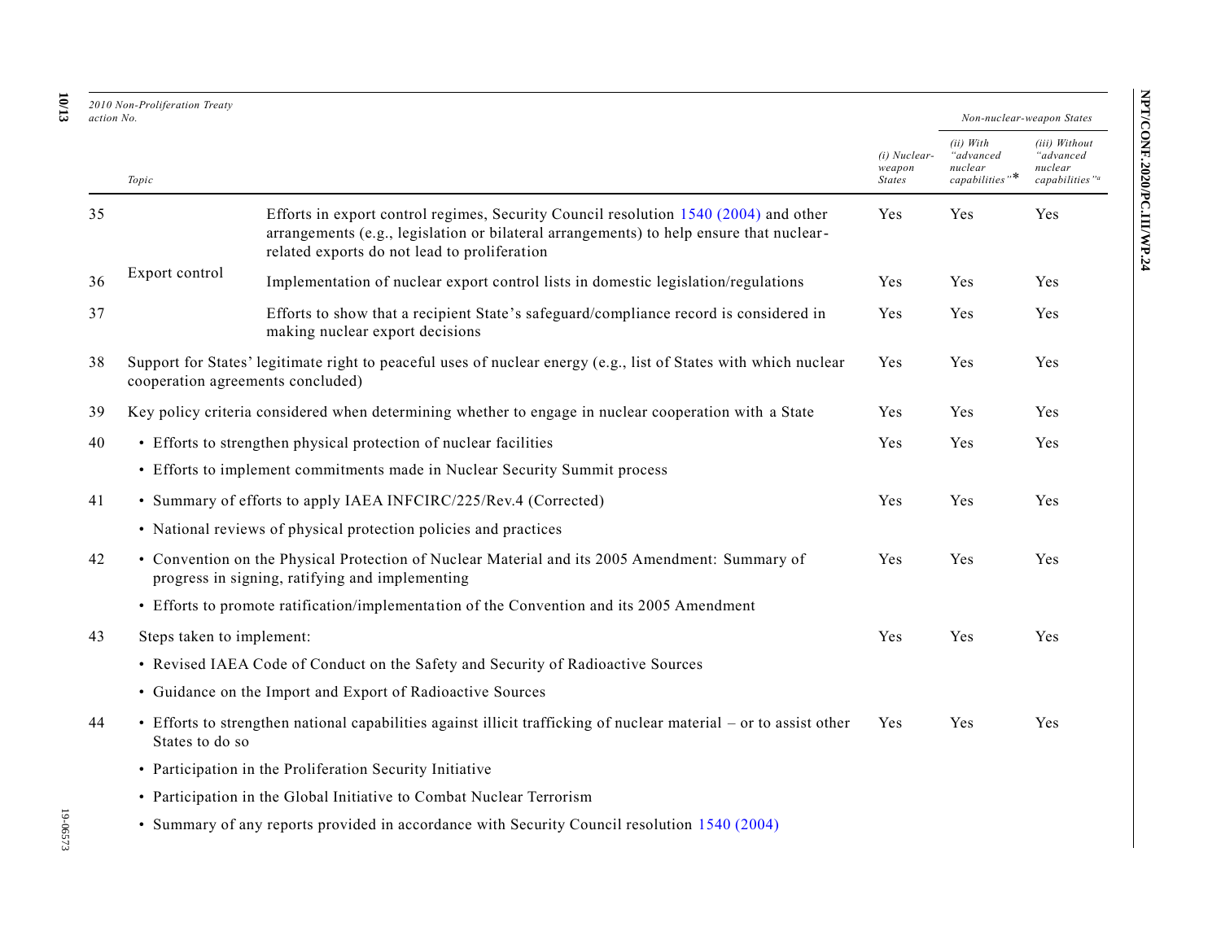| 2010 Non-Proliferation Treaty action No. | Topic | | (i) Nuclear-weapon States | Non-nuclear-weapon States (ii) With "advanced nuclear capabilities"* | (iii) Without "advanced nuclear capabilities"[a] |
|---|---|---|---|---|---|
| 35 | Export control | Efforts in export control regimes, Security Council resolution 1540 (2004) and other arrangements (e.g., legislation or bilateral arrangements) to help ensure that nuclear-related exports do not lead to proliferation | Yes | Yes | Yes |
| 36 | | Implementation of nuclear export control lists in domestic legislation/regulations | Yes | Yes | Yes |
| 37 | | Efforts to show that a recipient State's safeguard/compliance record is considered in making nuclear export decisions | Yes | Yes | Yes |
| 38 | Support for States' legitimate right to peaceful uses of nuclear energy (e.g., list of States with which nuclear cooperation agreements concluded) | | Yes | Yes | Yes |
| 39 | Key policy criteria considered when determining whether to engage in nuclear cooperation with a State | | Yes | Yes | Yes |
| 40 | • Efforts to strengthen physical protection of nuclear facilities<br>• Efforts to implement commitments made in Nuclear Security Summit process | | Yes | Yes | Yes |
| 41 | • Summary of efforts to apply IAEA INFCIRC/225/Rev.4 (Corrected)<br>• National reviews of physical protection policies and practices | | Yes | Yes | Yes |
| 42 | • Convention on the Physical Protection of Nuclear Material and its 2005 Amendment: Summary of progress in signing, ratifying and implementing<br>• Efforts to promote ratification/implementation of the Convention and its 2005 Amendment | | Yes | Yes | Yes |
| 43 | Steps taken to implement:<br>• Revised IAEA Code of Conduct on the Safety and Security of Radioactive Sources<br>• Guidance on the Import and Export of Radioactive Sources | | Yes | Yes | Yes |
| 44 | • Efforts to strengthen national capabilities against illicit trafficking of nuclear material – or to assist other States to do so<br>• Participation in the Proliferation Security Initiative<br>• Participation in the Global Initiative to Combat Nuclear Terrorism<br>• Summary of any reports provided in accordance with Security Council resolution 1540 (2004) | | Yes | Yes | Yes |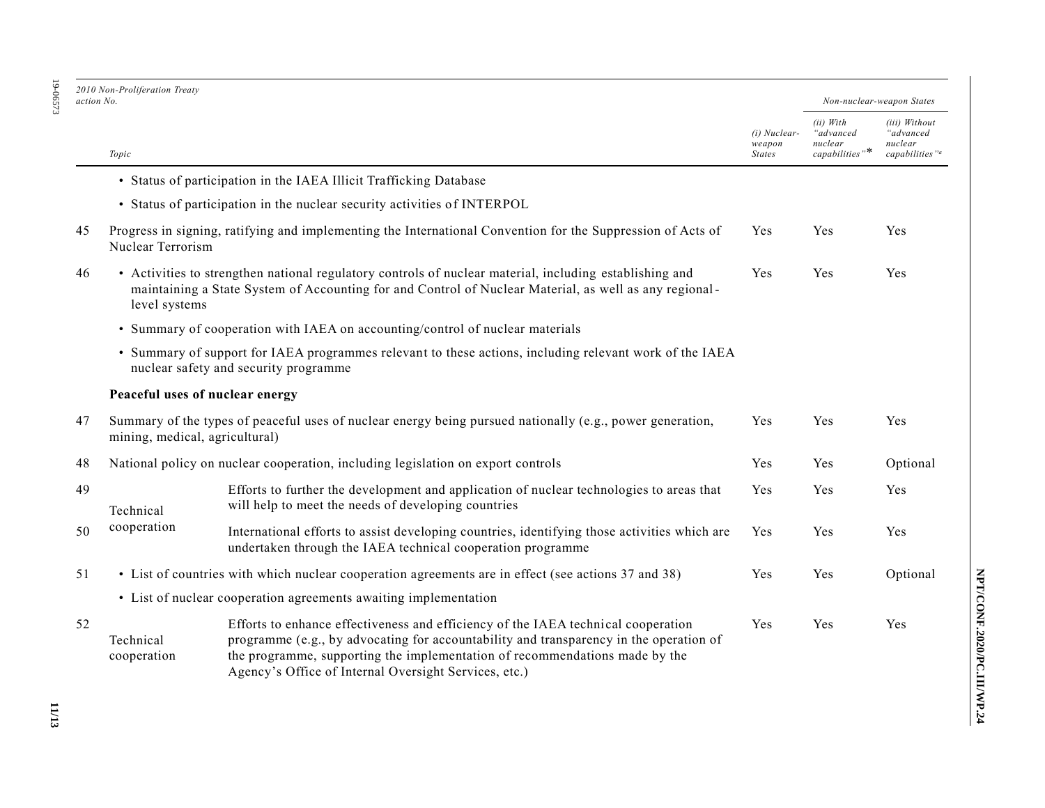| 2010 Non-Proliferation Treaty action No. | Topic | (i) Nuclear-weapon States | Non-nuclear-weapon States (ii) With "advanced nuclear capabilities"* | (iii) Without "advanced nuclear capabilities"[a] |
|---|---|---|---|---|
| | • Status of participation in the IAEA Illicit Trafficking Database | | | |
| | • Status of participation in the nuclear security activities of INTERPOL | | | |
| 45 | Progress in signing, ratifying and implementing the International Convention for the Suppression of Acts of Nuclear Terrorism | Yes | Yes | Yes |
| 46 | • Activities to strengthen national regulatory controls of nuclear material, including establishing and maintaining a State System of Accounting for and Control of Nuclear Material, as well as any regional-level systems | Yes | Yes | Yes |
| | • Summary of cooperation with IAEA on accounting/control of nuclear materials | | | |
| | • Summary of support for IAEA programmes relevant to these actions, including relevant work of the IAEA nuclear safety and security programme | | | |
| | **Peaceful uses of nuclear energy** | | | |
| 47 | Summary of the types of peaceful uses of nuclear energy being pursued nationally (e.g., power generation, mining, medical, agricultural) | Yes | Yes | Yes |
| 48 | National policy on nuclear cooperation, including legislation on export controls | Yes | Yes | Optional |
| 49 | Technical cooperation: Efforts to further the development and application of nuclear technologies to areas that will help to meet the needs of developing countries | Yes | Yes | Yes |
| 50 | Technical cooperation: International efforts to assist developing countries, identifying those activities which are undertaken through the IAEA technical cooperation programme | Yes | Yes | Yes |
| 51 | • List of countries with which nuclear cooperation agreements are in effect (see actions 37 and 38) | Yes | Yes | Optional |
| | • List of nuclear cooperation agreements awaiting implementation | | | |
| 52 | Technical cooperation: Efforts to enhance effectiveness and efficiency of the IAEA technical cooperation programme (e.g., by advocating for accountability and transparency in the operation of the programme, supporting the implementation of recommendations made by the Agency's Office of Internal Oversight Services, etc.) | Yes | Yes | Yes |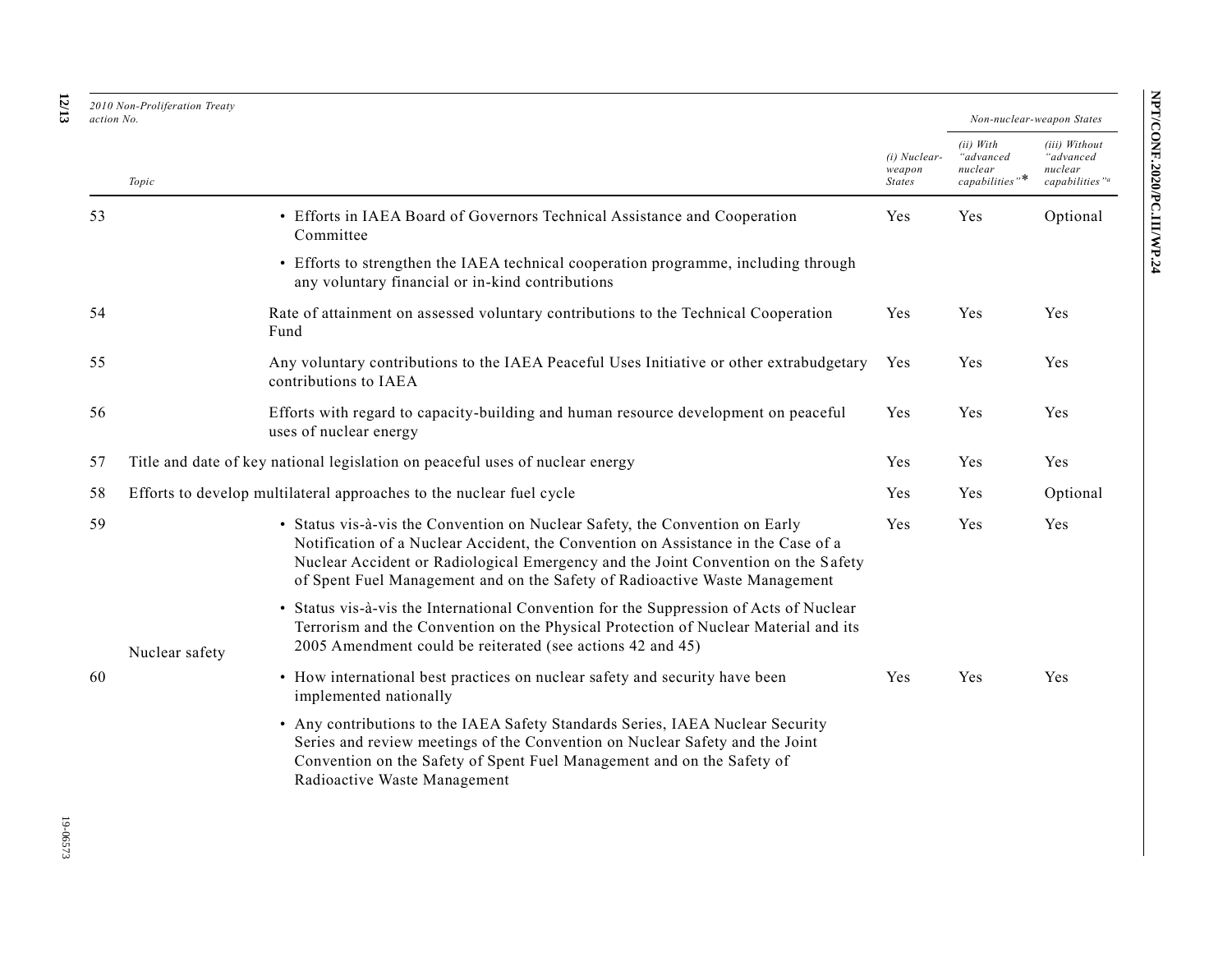| 2010 Non-Proliferation Treaty action No. | Topic | | (i) Nuclear-weapon States | Non-nuclear-weapon States | |
|---|---|---|---|---|---|
| | | | | (ii) With "advanced nuclear capabilities"* | (iii) Without "advanced nuclear capabilities"[a] |
| 53 | | • Efforts in IAEA Board of Governors Technical Assistance and Cooperation Committee<br>• Efforts to strengthen the IAEA technical cooperation programme, including through any voluntary financial or in-kind contributions | Yes | Yes | Optional |
| 54 | | Rate of attainment on assessed voluntary contributions to the Technical Cooperation Fund | Yes | Yes | Yes |
| 55 | | Any voluntary contributions to the IAEA Peaceful Uses Initiative or other extrabudgetary contributions to IAEA | Yes | Yes | Yes |
| 56 | | Efforts with regard to capacity-building and human resource development on peaceful uses of nuclear energy | Yes | Yes | Yes |
| 57 | Title and date of key national legislation on peaceful uses of nuclear energy | | Yes | Yes | Yes |
| 58 | Efforts to develop multilateral approaches to the nuclear fuel cycle | | Yes | Yes | Optional |
| 59 | Nuclear safety | • Status vis-à-vis the Convention on Nuclear Safety, the Convention on Early Notification of a Nuclear Accident, the Convention on Assistance in the Case of a Nuclear Accident or Radiological Emergency and the Joint Convention on the Safety of Spent Fuel Management and on the Safety of Radioactive Waste Management<br>• Status vis-à-vis the International Convention for the Suppression of Acts of Nuclear Terrorism and the Convention on the Physical Protection of Nuclear Material and its 2005 Amendment could be reiterated (see actions 42 and 45) | Yes | Yes | Yes |
| 60 | | • How international best practices on nuclear safety and security have been implemented nationally<br>• Any contributions to the IAEA Safety Standards Series, IAEA Nuclear Security Series and review meetings of the Convention on Nuclear Safety and the Joint Convention on the Safety of Spent Fuel Management and on the Safety of Radioactive Waste Management | Yes | Yes | Yes |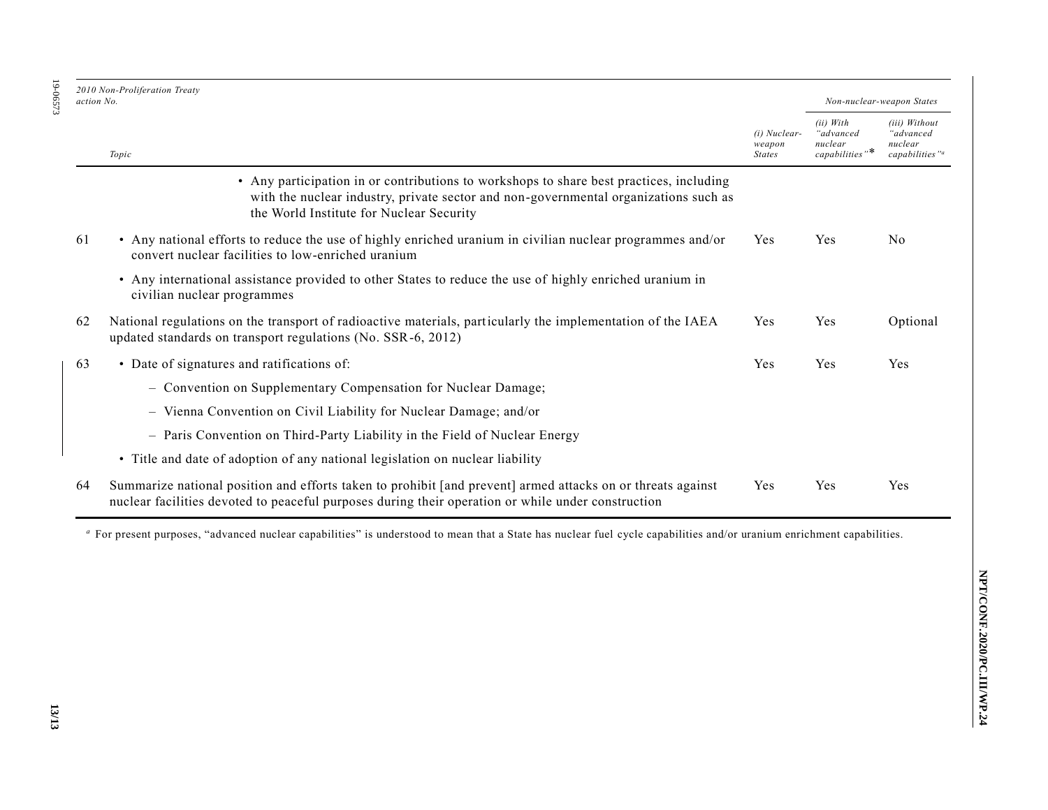| 2010 Non-Proliferation Treaty action No. | Topic | (i) Nuclear-weapon States | Non-nuclear-weapon States (ii) With "advanced nuclear capabilities"* | (iii) Without "advanced nuclear capabilities"[a] |
|---|---|---|---|---|
| | • Any participation in or contributions to workshops to share best practices, including with the nuclear industry, private sector and non-governmental organizations such as the World Institute for Nuclear Security | | | |
| 61 | • Any national efforts to reduce the use of highly enriched uranium in civilian nuclear programmes and/or convert nuclear facilities to low-enriched uranium | Yes | Yes | No |
| | • Any international assistance provided to other States to reduce the use of highly enriched uranium in civilian nuclear programmes | | | |
| 62 | National regulations on the transport of radioactive materials, particularly the implementation of the IAEA updated standards on transport regulations (No. SSR-6, 2012) | Yes | Yes | Optional |
| 63 | • Date of signatures and ratifications of: | Yes | Yes | Yes |
| | – Convention on Supplementary Compensation for Nuclear Damage; | | | |
| | – Vienna Convention on Civil Liability for Nuclear Damage; and/or | | | |
| | – Paris Convention on Third-Party Liability in the Field of Nuclear Energy | | | |
| | • Title and date of adoption of any national legislation on nuclear liability | | | |
| 64 | Summarize national position and efforts taken to prohibit [and prevent] armed attacks on or threats against nuclear facilities devoted to peaceful purposes during their operation or while under construction | Yes | Yes | Yes |

[a] For present purposes, "advanced nuclear capabilities" is understood to mean that a State has nuclear fuel cycle capabilities and/or uranium enrichment capabilities.